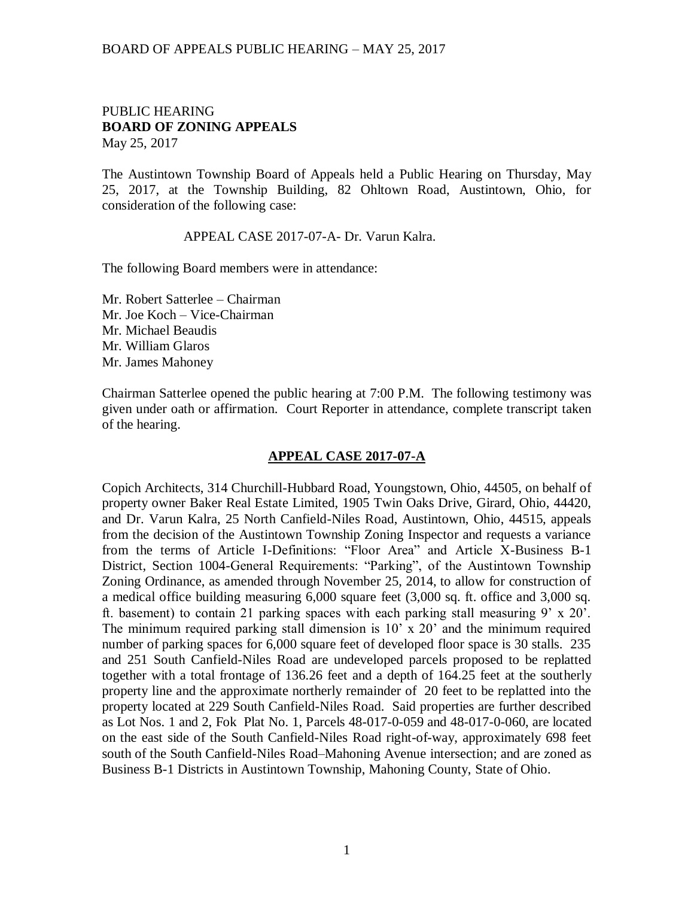PUBLIC HEARING
**BOARD OF ZONING APPEALS**
May 25, 2017

The Austintown Township Board of Appeals held a Public Hearing on Thursday, May 25, 2017, at the Township Building, 82 Ohltown Road, Austintown, Ohio, for consideration of the following case:

APPEAL CASE 2017-07-A- Dr. Varun Kalra.

The following Board members were in attendance:

Mr. Robert Satterlee – Chairman
Mr. Joe Koch – Vice-Chairman
Mr. Michael Beaudis
Mr. William Glaros
Mr. James Mahoney

Chairman Satterlee opened the public hearing at 7:00 P.M. The following testimony was given under oath or affirmation. Court Reporter in attendance, complete transcript taken of the hearing.

## APPEAL CASE 2017-07-A

Copich Architects, 314 Churchill-Hubbard Road, Youngstown, Ohio, 44505, on behalf of property owner Baker Real Estate Limited, 1905 Twin Oaks Drive, Girard, Ohio, 44420, and Dr. Varun Kalra, 25 North Canfield-Niles Road, Austintown, Ohio, 44515, appeals from the decision of the Austintown Township Zoning Inspector and requests a variance from the terms of Article I-Definitions: "Floor Area" and Article X-Business B-1 District, Section 1004-General Requirements: "Parking", of the Austintown Township Zoning Ordinance, as amended through November 25, 2014, to allow for construction of a medical office building measuring 6,000 square feet (3,000 sq. ft. office and 3,000 sq. ft. basement) to contain 21 parking spaces with each parking stall measuring 9' x 20'. The minimum required parking stall dimension is 10' x 20' and the minimum required number of parking spaces for 6,000 square feet of developed floor space is 30 stalls. 235 and 251 South Canfield-Niles Road are undeveloped parcels proposed to be replatted together with a total frontage of 136.26 feet and a depth of 164.25 feet at the southerly property line and the approximate northerly remainder of 20 feet to be replatted into the property located at 229 South Canfield-Niles Road. Said properties are further described as Lot Nos. 1 and 2, Fok Plat No. 1, Parcels 48-017-0-059 and 48-017-0-060, are located on the east side of the South Canfield-Niles Road right-of-way, approximately 698 feet south of the South Canfield-Niles Road–Mahoning Avenue intersection; and are zoned as Business B-1 Districts in Austintown Township, Mahoning County, State of Ohio.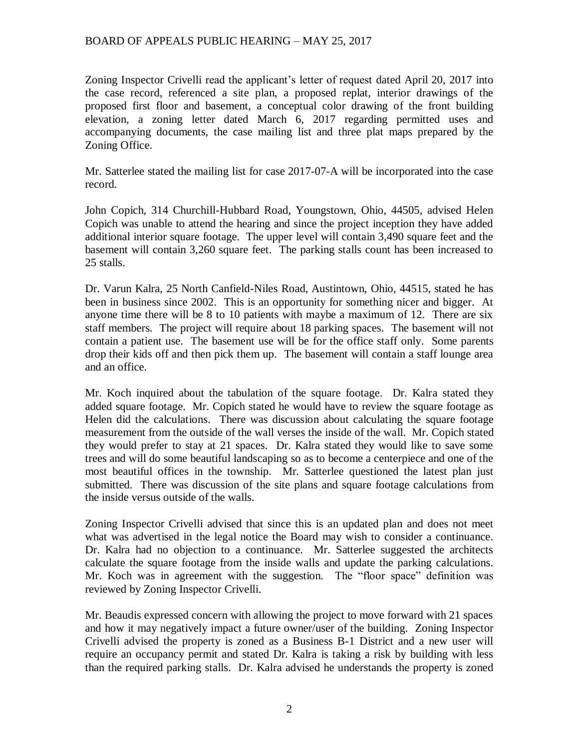Zoning Inspector Crivelli read the applicant's letter of request dated April 20, 2017 into the case record, referenced a site plan, a proposed replat, interior drawings of the proposed first floor and basement, a conceptual color drawing of the front building elevation, a zoning letter dated March 6, 2017 regarding permitted uses and accompanying documents, the case mailing list and three plat maps prepared by the Zoning Office.

Mr. Satterlee stated the mailing list for case 2017-07-A will be incorporated into the case record.

John Copich, 314 Churchill-Hubbard Road, Youngstown, Ohio, 44505, advised Helen Copich was unable to attend the hearing and since the project inception they have added additional interior square footage. The upper level will contain 3,490 square feet and the basement will contain 3,260 square feet. The parking stalls count has been increased to 25 stalls.

Dr. Varun Kalra, 25 North Canfield-Niles Road, Austintown, Ohio, 44515, stated he has been in business since 2002. This is an opportunity for something nicer and bigger. At anyone time there will be 8 to 10 patients with maybe a maximum of 12. There are six staff members. The project will require about 18 parking spaces. The basement will not contain a patient use. The basement use will be for the office staff only. Some parents drop their kids off and then pick them up. The basement will contain a staff lounge area and an office.

Mr. Koch inquired about the tabulation of the square footage. Dr. Kalra stated they added square footage. Mr. Copich stated he would have to review the square footage as Helen did the calculations. There was discussion about calculating the square footage measurement from the outside of the wall verses the inside of the wall. Mr. Copich stated they would prefer to stay at 21 spaces. Dr. Kalra stated they would like to save some trees and will do some beautiful landscaping so as to become a centerpiece and one of the most beautiful offices in the township. Mr. Satterlee questioned the latest plan just submitted. There was discussion of the site plans and square footage calculations from the inside versus outside of the walls.

Zoning Inspector Crivelli advised that since this is an updated plan and does not meet what was advertised in the legal notice the Board may wish to consider a continuance. Dr. Kalra had no objection to a continuance. Mr. Satterlee suggested the architects calculate the square footage from the inside walls and update the parking calculations. Mr. Koch was in agreement with the suggestion. The "floor space" definition was reviewed by Zoning Inspector Crivelli.

Mr. Beaudis expressed concern with allowing the project to move forward with 21 spaces and how it may negatively impact a future owner/user of the building. Zoning Inspector Crivelli advised the property is zoned as a Business B-1 District and a new user will require an occupancy permit and stated Dr. Kalra is taking a risk by building with less than the required parking stalls. Dr. Kalra advised he understands the property is zoned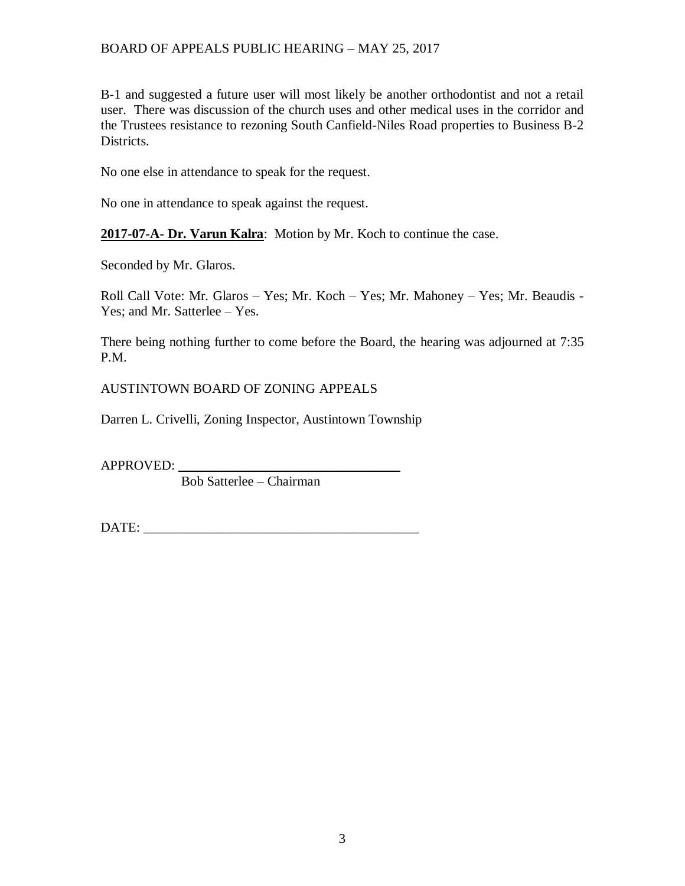B-1 and suggested a future user will most likely be another orthodontist and not a retail user. There was discussion of the church uses and other medical uses in the corridor and the Trustees resistance to rezoning South Canfield-Niles Road properties to Business B-2 Districts.

No one else in attendance to speak for the request.

No one in attendance to speak against the request.

**2017-07-A- Dr. Varun Kalra**: Motion by Mr. Koch to continue the case.

Seconded by Mr. Glaros.

Roll Call Vote: Mr. Glaros – Yes; Mr. Koch – Yes; Mr. Mahoney – Yes; Mr. Beaudis - Yes; and Mr. Satterlee – Yes.

There being nothing further to come before the Board, the hearing was adjourned at 7:35 P.M.

AUSTINTOWN BOARD OF ZONING APPEALS

Darren L. Crivelli, Zoning Inspector, Austintown Township

APPROVED: ________________________________
Bob Satterlee – Chairman

DATE: ________________________________________